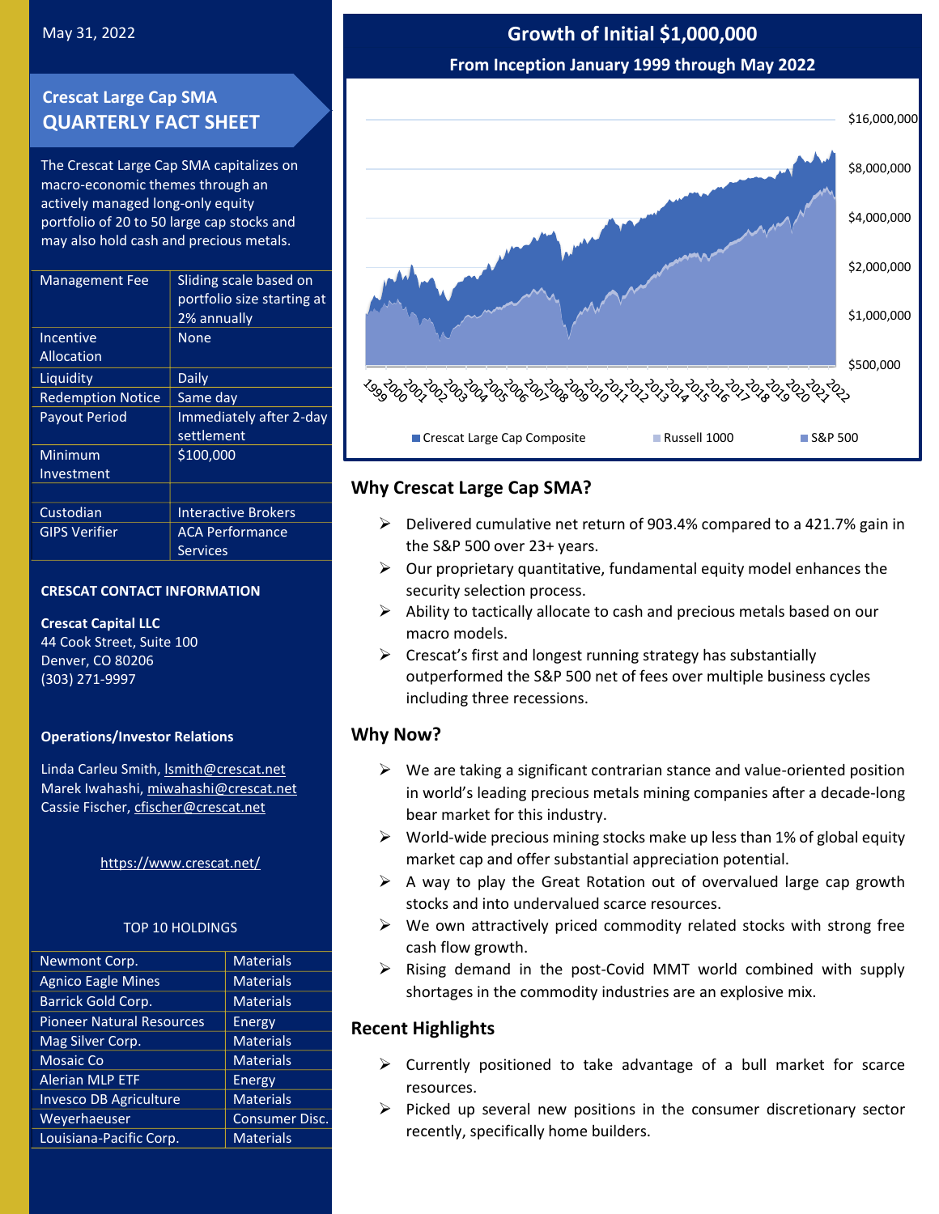May 31, 2022

# Crescat Large Cap SMA QUARTERLY FACT SHEET

The Crescat Large Cap SMA capitalizes on macro-economic themes through an actively managed long-only equity portfolio of 20 to 50 large cap stocks and may also hold cash and precious metals.

| | |
|---|---|
| Management Fee | Sliding scale based on portfolio size starting at 2% annually |
| Incentive Allocation | None |
| Liquidity | Daily |
| Redemption Notice | Same day |
| Payout Period | Immediately after 2-day settlement |
| Minimum Investment | $100,000 |
| | |
| Custodian | Interactive Brokers |
| GIPS Verifier | ACA Performance Services |

**CRESCAT CONTACT INFORMATION**

**Crescat Capital LLC**
44 Cook Street, Suite 100
Denver, CO 80206
(303) 271-9997

**Operations/Investor Relations**

Linda Carleu Smith, lsmith@crescat.net
Marek Iwahashi, miwahashi@crescat.net
Cassie Fischer, cfischer@crescat.net

https://www.crescat.net/

TOP 10 HOLDINGS

| | |
|---|---|
| Newmont Corp. | Materials |
| Agnico Eagle Mines | Materials |
| Barrick Gold Corp. | Materials |
| Pioneer Natural Resources | Energy |
| Mag Silver Corp. | Materials |
| Mosaic Co | Materials |
| Alerian MLP ETF | Energy |
| Invesco DB Agriculture | Materials |
| Weyerhaeuser | Consumer Disc. |
| Louisiana-Pacific Corp. | Materials |

## Growth of Initial $1,000,000

**From Inception January 1999 through May 2022**

Y-axis: $500,000 · $1,000,000 · $2,000,000 · $4,000,000 · $8,000,000 · $16,000,000

X-axis: 1999 2000 2001 2002 2003 2004 2005 2006 2007 2008 2009 2010 2011 2012 2013 2014 2015 2016 2017 2018 2019 2020 2021 2022

Legend: Crescat Large Cap Composite · Russell 1000 · S&P 500

## Why Crescat Large Cap SMA?

- Delivered cumulative net return of 903.4% compared to a 421.7% gain in the S&P 500 over 23+ years.
- Our proprietary quantitative, fundamental equity model enhances the security selection process.
- Ability to tactically allocate to cash and precious metals based on our macro models.
- Crescat's first and longest running strategy has substantially outperformed the S&P 500 net of fees over multiple business cycles including three recessions.

## Why Now?

- We are taking a significant contrarian stance and value-oriented position in world's leading precious metals mining companies after a decade-long bear market for this industry.
- World-wide precious mining stocks make up less than 1% of global equity market cap and offer substantial appreciation potential.
- A way to play the Great Rotation out of overvalued large cap growth stocks and into undervalued scarce resources.
- We own attractively priced commodity related stocks with strong free cash flow growth.
- Rising demand in the post-Covid MMT world combined with supply shortages in the commodity industries are an explosive mix.

## Recent Highlights

- Currently positioned to take advantage of a bull market for scarce resources.
- Picked up several new positions in the consumer discretionary sector recently, specifically home builders.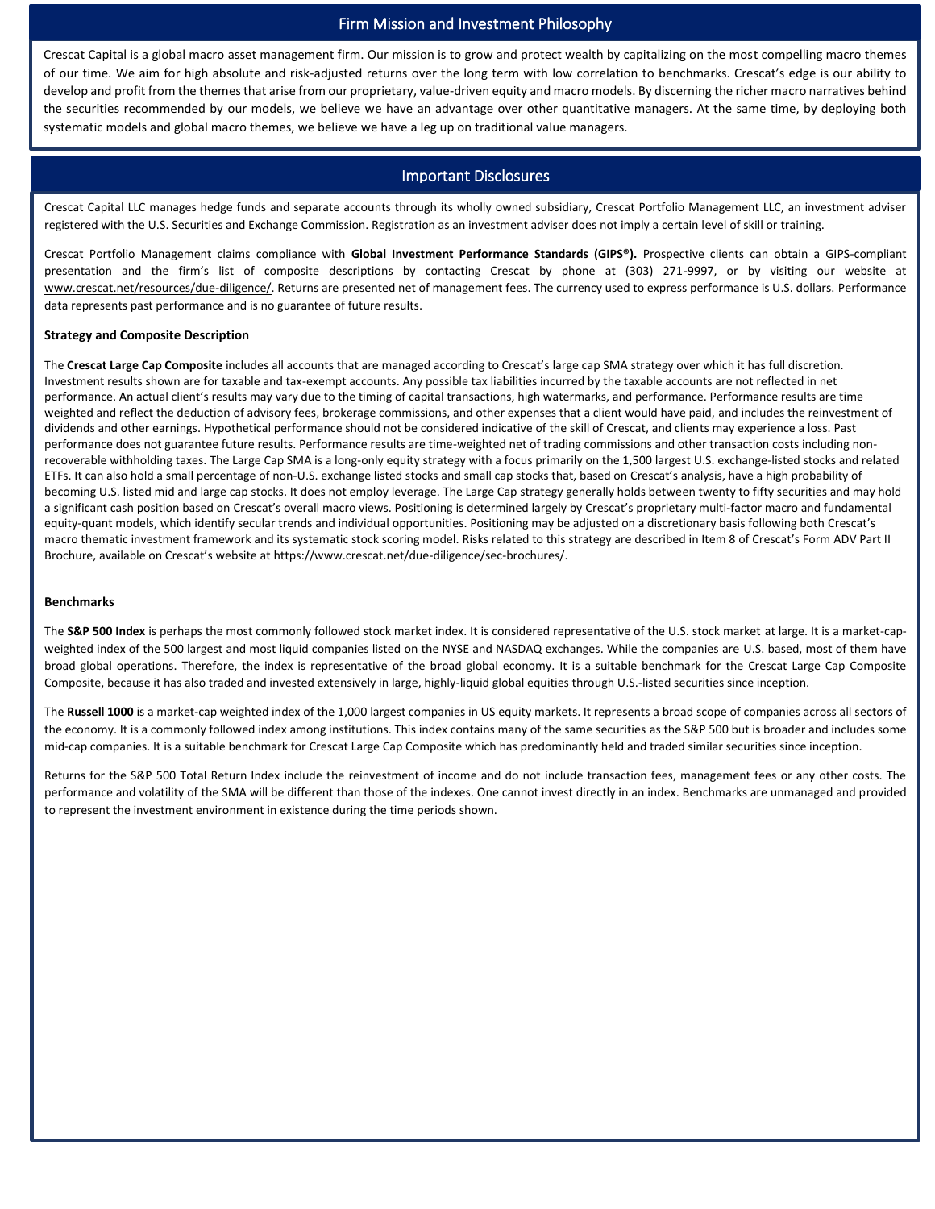## Firm Mission and Investment Philosophy

Crescat Capital is a global macro asset management firm. Our mission is to grow and protect wealth by capitalizing on the most compelling macro themes of our time. We aim for high absolute and risk-adjusted returns over the long term with low correlation to benchmarks. Crescat's edge is our ability to develop and profit from the themes that arise from our proprietary, value-driven equity and macro models. By discerning the richer macro narratives behind the securities recommended by our models, we believe we have an advantage over other quantitative managers. At the same time, by deploying both systematic models and global macro themes, we believe we have a leg up on traditional value managers.

## Important Disclosures

Crescat Capital LLC manages hedge funds and separate accounts through its wholly owned subsidiary, Crescat Portfolio Management LLC, an investment adviser registered with the U.S. Securities and Exchange Commission. Registration as an investment adviser does not imply a certain level of skill or training.

Crescat Portfolio Management claims compliance with **Global Investment Performance Standards (GIPS®).** Prospective clients can obtain a GIPS-compliant presentation and the firm's list of composite descriptions by contacting Crescat by phone at (303) 271-9997, or by visiting our website at www.crescat.net/resources/due-diligence/. Returns are presented net of management fees. The currency used to express performance is U.S. dollars. Performance data represents past performance and is no guarantee of future results.

**Strategy and Composite Description**

The **Crescat Large Cap Composite** includes all accounts that are managed according to Crescat's large cap SMA strategy over which it has full discretion. Investment results shown are for taxable and tax-exempt accounts. Any possible tax liabilities incurred by the taxable accounts are not reflected in net performance. An actual client's results may vary due to the timing of capital transactions, high watermarks, and performance. Performance results are time weighted and reflect the deduction of advisory fees, brokerage commissions, and other expenses that a client would have paid, and includes the reinvestment of dividends and other earnings. Hypothetical performance should not be considered indicative of the skill of Crescat, and clients may experience a loss. Past performance does not guarantee future results. Performance results are time-weighted net of trading commissions and other transaction costs including non-recoverable withholding taxes. The Large Cap SMA is a long-only equity strategy with a focus primarily on the 1,500 largest U.S. exchange-listed stocks and related ETFs. It can also hold a small percentage of non-U.S. exchange listed stocks and small cap stocks that, based on Crescat's analysis, have a high probability of becoming U.S. listed mid and large cap stocks. It does not employ leverage. The Large Cap strategy generally holds between twenty to fifty securities and may hold a significant cash position based on Crescat's overall macro views. Positioning is determined largely by Crescat's proprietary multi-factor macro and fundamental equity-quant models, which identify secular trends and individual opportunities. Positioning may be adjusted on a discretionary basis following both Crescat's macro thematic investment framework and its systematic stock scoring model. Risks related to this strategy are described in Item 8 of Crescat's Form ADV Part II Brochure, available on Crescat's website at https://www.crescat.net/due-diligence/sec-brochures/.

**Benchmarks**

The **S&P 500 Index** is perhaps the most commonly followed stock market index. It is considered representative of the U.S. stock market at large. It is a market-cap-weighted index of the 500 largest and most liquid companies listed on the NYSE and NASDAQ exchanges. While the companies are U.S. based, most of them have broad global operations. Therefore, the index is representative of the broad global economy. It is a suitable benchmark for the Crescat Large Cap Composite Composite, because it has also traded and invested extensively in large, highly-liquid global equities through U.S.-listed securities since inception.

The **Russell 1000** is a market-cap weighted index of the 1,000 largest companies in US equity markets. It represents a broad scope of companies across all sectors of the economy. It is a commonly followed index among institutions. This index contains many of the same securities as the S&P 500 but is broader and includes some mid-cap companies. It is a suitable benchmark for Crescat Large Cap Composite which has predominantly held and traded similar securities since inception.

Returns for the S&P 500 Total Return Index include the reinvestment of income and do not include transaction fees, management fees or any other costs. The performance and volatility of the SMA will be different than those of the indexes. One cannot invest directly in an index. Benchmarks are unmanaged and provided to represent the investment environment in existence during the time periods shown.